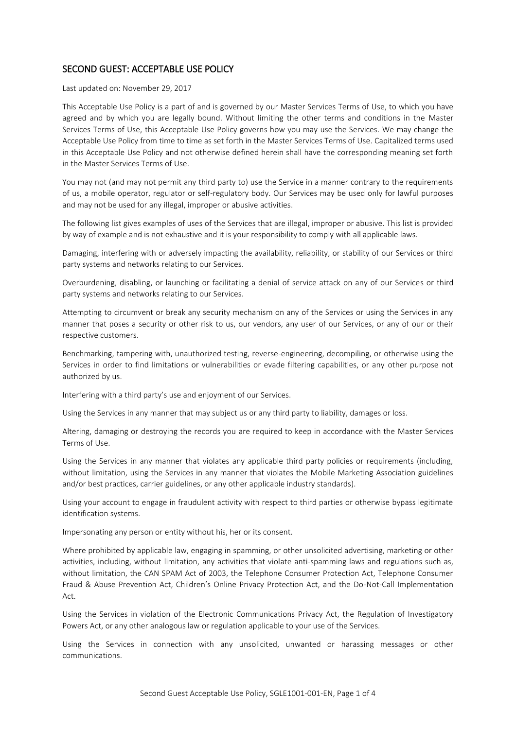## SECOND GUEST: ACCEPTABLE USE POLICY

Last updated on: November 29, 2017

This Acceptable Use Policy is a part of and is governed by our Master Services Terms of Use, to which you have agreed and by which you are legally bound. Without limiting the other terms and conditions in the Master Services Terms of Use, this Acceptable Use Policy governs how you may use the Services. We may change the Acceptable Use Policy from time to time as set forth in the Master Services Terms of Use. Capitalized terms used in this Acceptable Use Policy and not otherwise defined herein shall have the corresponding meaning set forth in the Master Services Terms of Use.

You may not (and may not permit any third party to) use the Service in a manner contrary to the requirements of us, a mobile operator, regulator or self-regulatory body. Our Services may be used only for lawful purposes and may not be used for any illegal, improper or abusive activities.

The following list gives examples of uses of the Services that are illegal, improper or abusive. This list is provided by way of example and is not exhaustive and it is your responsibility to comply with all applicable laws.

Damaging, interfering with or adversely impacting the availability, reliability, or stability of our Services or third party systems and networks relating to our Services.

Overburdening, disabling, or launching or facilitating a denial of service attack on any of our Services or third party systems and networks relating to our Services.

Attempting to circumvent or break any security mechanism on any of the Services or using the Services in any manner that poses a security or other risk to us, our vendors, any user of our Services, or any of our or their respective customers.

Benchmarking, tampering with, unauthorized testing, reverse-engineering, decompiling, or otherwise using the Services in order to find limitations or vulnerabilities or evade filtering capabilities, or any other purpose not authorized by us.

Interfering with a third party's use and enjoyment of our Services.

Using the Services in any manner that may subject us or any third party to liability, damages or loss.

Altering, damaging or destroying the records you are required to keep in accordance with the Master Services Terms of Use.

Using the Services in any manner that violates any applicable third party policies or requirements (including, without limitation, using the Services in any manner that violates the Mobile Marketing Association guidelines and/or best practices, carrier guidelines, or any other applicable industry standards).

Using your account to engage in fraudulent activity with respect to third parties or otherwise bypass legitimate identification systems.

Impersonating any person or entity without his, her or its consent.

Where prohibited by applicable law, engaging in spamming, or other unsolicited advertising, marketing or other activities, including, without limitation, any activities that violate anti-spamming laws and regulations such as, without limitation, the CAN SPAM Act of 2003, the Telephone Consumer Protection Act, Telephone Consumer Fraud & Abuse Prevention Act, Children's Online Privacy Protection Act, and the Do-Not-Call Implementation Act.

Using the Services in violation of the Electronic Communications Privacy Act, the Regulation of Investigatory Powers Act, or any other analogous law or regulation applicable to your use of the Services.

Using the Services in connection with any unsolicited, unwanted or harassing messages or other communications.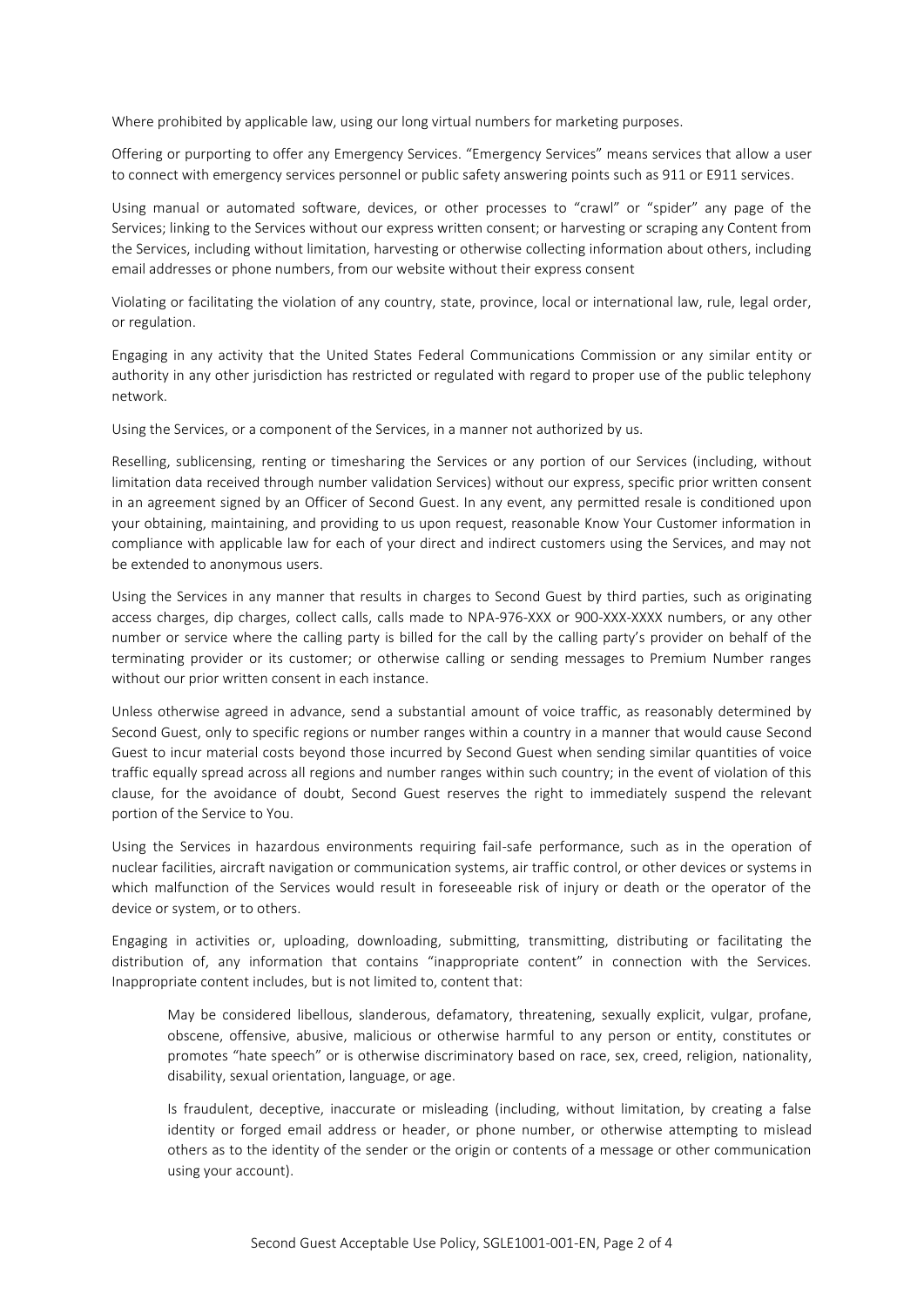Where prohibited by applicable law, using our long virtual numbers for marketing purposes.

Offering or purporting to offer any Emergency Services. "Emergency Services" means services that allow a user to connect with emergency services personnel or public safety answering points such as 911 or E911 services.

Using manual or automated software, devices, or other processes to "crawl" or "spider" any page of the Services; linking to the Services without our express written consent; or harvesting or scraping any Content from the Services, including without limitation, harvesting or otherwise collecting information about others, including email addresses or phone numbers, from our website without their express consent

Violating or facilitating the violation of any country, state, province, local or international law, rule, legal order, or regulation.

Engaging in any activity that the United States Federal Communications Commission or any similar entity or authority in any other jurisdiction has restricted or regulated with regard to proper use of the public telephony network.

Using the Services, or a component of the Services, in a manner not authorized by us.

Reselling, sublicensing, renting or timesharing the Services or any portion of our Services (including, without limitation data received through number validation Services) without our express, specific prior written consent in an agreement signed by an Officer of Second Guest. In any event, any permitted resale is conditioned upon your obtaining, maintaining, and providing to us upon request, reasonable Know Your Customer information in compliance with applicable law for each of your direct and indirect customers using the Services, and may not be extended to anonymous users.

Using the Services in any manner that results in charges to Second Guest by third parties, such as originating access charges, dip charges, collect calls, calls made to NPA-976-XXX or 900-XXX-XXXX numbers, or any other number or service where the calling party is billed for the call by the calling party's provider on behalf of the terminating provider or its customer; or otherwise calling or sending messages to Premium Number ranges without our prior written consent in each instance.

Unless otherwise agreed in advance, send a substantial amount of voice traffic, as reasonably determined by Second Guest, only to specific regions or number ranges within a country in a manner that would cause Second Guest to incur material costs beyond those incurred by Second Guest when sending similar quantities of voice traffic equally spread across all regions and number ranges within such country; in the event of violation of this clause, for the avoidance of doubt, Second Guest reserves the right to immediately suspend the relevant portion of the Service to You.

Using the Services in hazardous environments requiring fail-safe performance, such as in the operation of nuclear facilities, aircraft navigation or communication systems, air traffic control, or other devices or systems in which malfunction of the Services would result in foreseeable risk of injury or death or the operator of the device or system, or to others.

Engaging in activities or, uploading, downloading, submitting, transmitting, distributing or facilitating the distribution of, any information that contains "inappropriate content" in connection with the Services. Inappropriate content includes, but is not limited to, content that:

> May be considered libellous, slanderous, defamatory, threatening, sexually explicit, vulgar, profane, obscene, offensive, abusive, malicious or otherwise harmful to any person or entity, constitutes or promotes "hate speech" or is otherwise discriminatory based on race, sex, creed, religion, nationality, disability, sexual orientation, language, or age.
>
> Is fraudulent, deceptive, inaccurate or misleading (including, without limitation, by creating a false identity or forged email address or header, or phone number, or otherwise attempting to mislead others as to the identity of the sender or the origin or contents of a message or other communication using your account).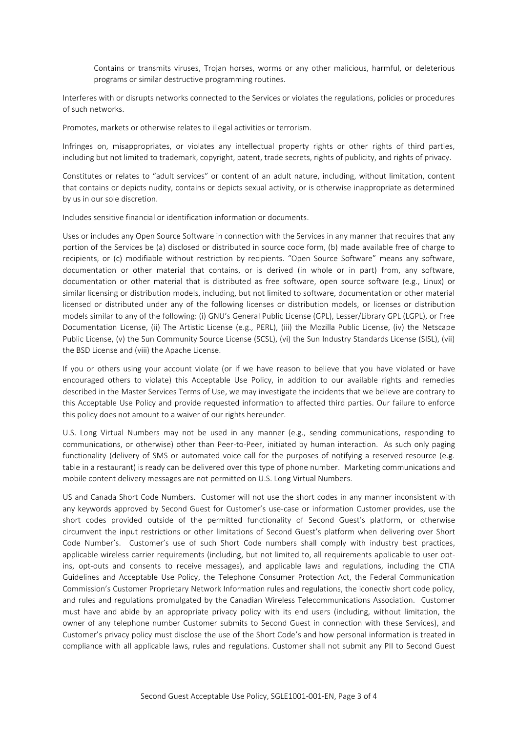Contains or transmits viruses, Trojan horses, worms or any other malicious, harmful, or deleterious programs or similar destructive programming routines.

Interferes with or disrupts networks connected to the Services or violates the regulations, policies or procedures of such networks.

Promotes, markets or otherwise relates to illegal activities or terrorism.

Infringes on, misappropriates, or violates any intellectual property rights or other rights of third parties, including but not limited to trademark, copyright, patent, trade secrets, rights of publicity, and rights of privacy.

Constitutes or relates to "adult services" or content of an adult nature, including, without limitation, content that contains or depicts nudity, contains or depicts sexual activity, or is otherwise inappropriate as determined by us in our sole discretion.

Includes sensitive financial or identification information or documents.

Uses or includes any Open Source Software in connection with the Services in any manner that requires that any portion of the Services be (a) disclosed or distributed in source code form, (b) made available free of charge to recipients, or (c) modifiable without restriction by recipients. "Open Source Software" means any software, documentation or other material that contains, or is derived (in whole or in part) from, any software, documentation or other material that is distributed as free software, open source software (e.g., Linux) or similar licensing or distribution models, including, but not limited to software, documentation or other material licensed or distributed under any of the following licenses or distribution models, or licenses or distribution models similar to any of the following: (i) GNU's General Public License (GPL), Lesser/Library GPL (LGPL), or Free Documentation License, (ii) The Artistic License (e.g., PERL), (iii) the Mozilla Public License, (iv) the Netscape Public License, (v) the Sun Community Source License (SCSL), (vi) the Sun Industry Standards License (SISL), (vii) the BSD License and (viii) the Apache License.

If you or others using your account violate (or if we have reason to believe that you have violated or have encouraged others to violate) this Acceptable Use Policy, in addition to our available rights and remedies described in the Master Services Terms of Use, we may investigate the incidents that we believe are contrary to this Acceptable Use Policy and provide requested information to affected third parties. Our failure to enforce this policy does not amount to a waiver of our rights hereunder.

U.S. Long Virtual Numbers may not be used in any manner (e.g., sending communications, responding to communications, or otherwise) other than Peer-to-Peer, initiated by human interaction. As such only paging functionality (delivery of SMS or automated voice call for the purposes of notifying a reserved resource (e.g. table in a restaurant) is ready can be delivered over this type of phone number. Marketing communications and mobile content delivery messages are not permitted on U.S. Long Virtual Numbers.

US and Canada Short Code Numbers. Customer will not use the short codes in any manner inconsistent with any keywords approved by Second Guest for Customer's use-case or information Customer provides, use the short codes provided outside of the permitted functionality of Second Guest's platform, or otherwise circumvent the input restrictions or other limitations of Second Guest's platform when delivering over Short Code Number's. Customer's use of such Short Code numbers shall comply with industry best practices, applicable wireless carrier requirements (including, but not limited to, all requirements applicable to user opt-ins, opt-outs and consents to receive messages), and applicable laws and regulations, including the CTIA Guidelines and Acceptable Use Policy, the Telephone Consumer Protection Act, the Federal Communication Commission's Customer Proprietary Network Information rules and regulations, the iconectiv short code policy, and rules and regulations promulgated by the Canadian Wireless Telecommunications Association. Customer must have and abide by an appropriate privacy policy with its end users (including, without limitation, the owner of any telephone number Customer submits to Second Guest in connection with these Services), and Customer's privacy policy must disclose the use of the Short Code's and how personal information is treated in compliance with all applicable laws, rules and regulations. Customer shall not submit any PII to Second Guest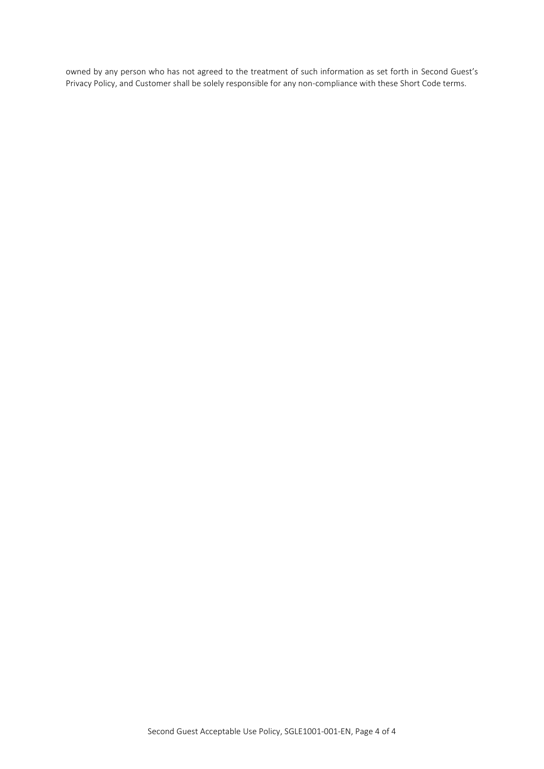owned by any person who has not agreed to the treatment of such information as set forth in Second Guest's Privacy Policy, and Customer shall be solely responsible for any non-compliance with these Short Code terms.